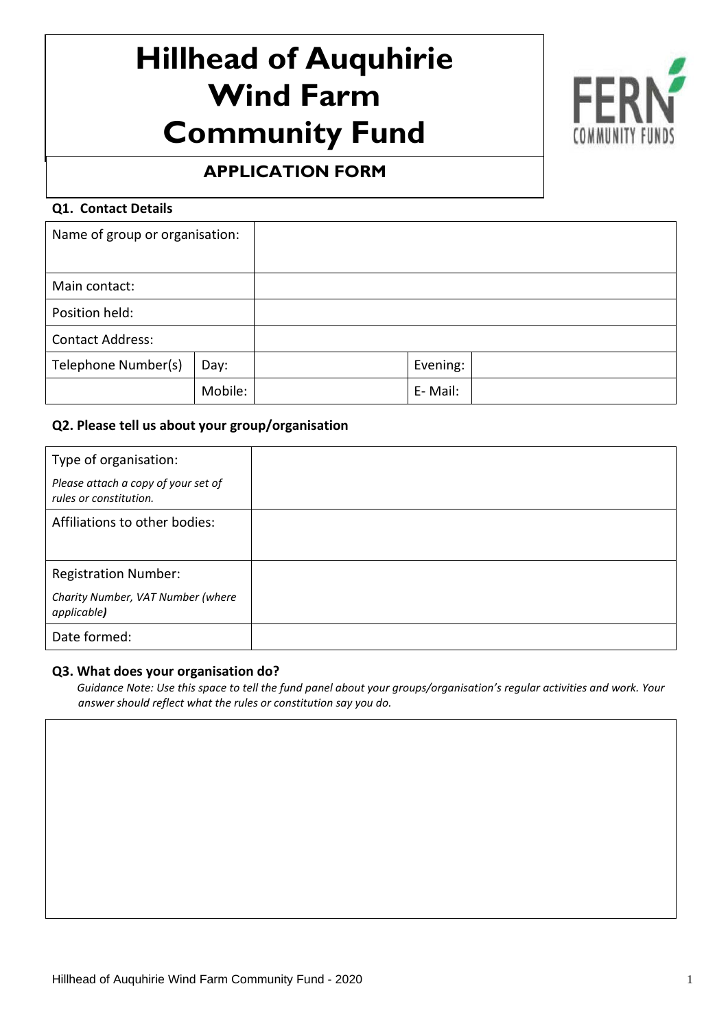# Hillhead of Auquhirie Wind Farm Community Fund

FERN COMMUNITY FUNDS

## APPLICATION FORM

**Q1. Contact Details**

| Name of group or organisation: | | | | |
|---|---|---|---|---|
| Main contact: | | | | |
| Position held: | | | | |
| Contact Address: | | | | |
| Telephone Number(s) | Day: | | Evening: | |
| | Mobile: | | E- Mail: | |

**Q2. Please tell us about your group/organisation**

| Type of organisation:<br>*Please attach a copy of your set of rules or constitution.* | |
|---|---|
| Affiliations to other bodies: | |
| Registration Number:<br>*Charity Number, VAT Number (where applicable)* | |
| Date formed: | |

**Q3. What does your organisation do?**

*Guidance Note: Use this space to tell the fund panel about your groups/organisation's regular activities and work. Your answer should reflect what the rules or constitution say you do.*

| |
|---|
| |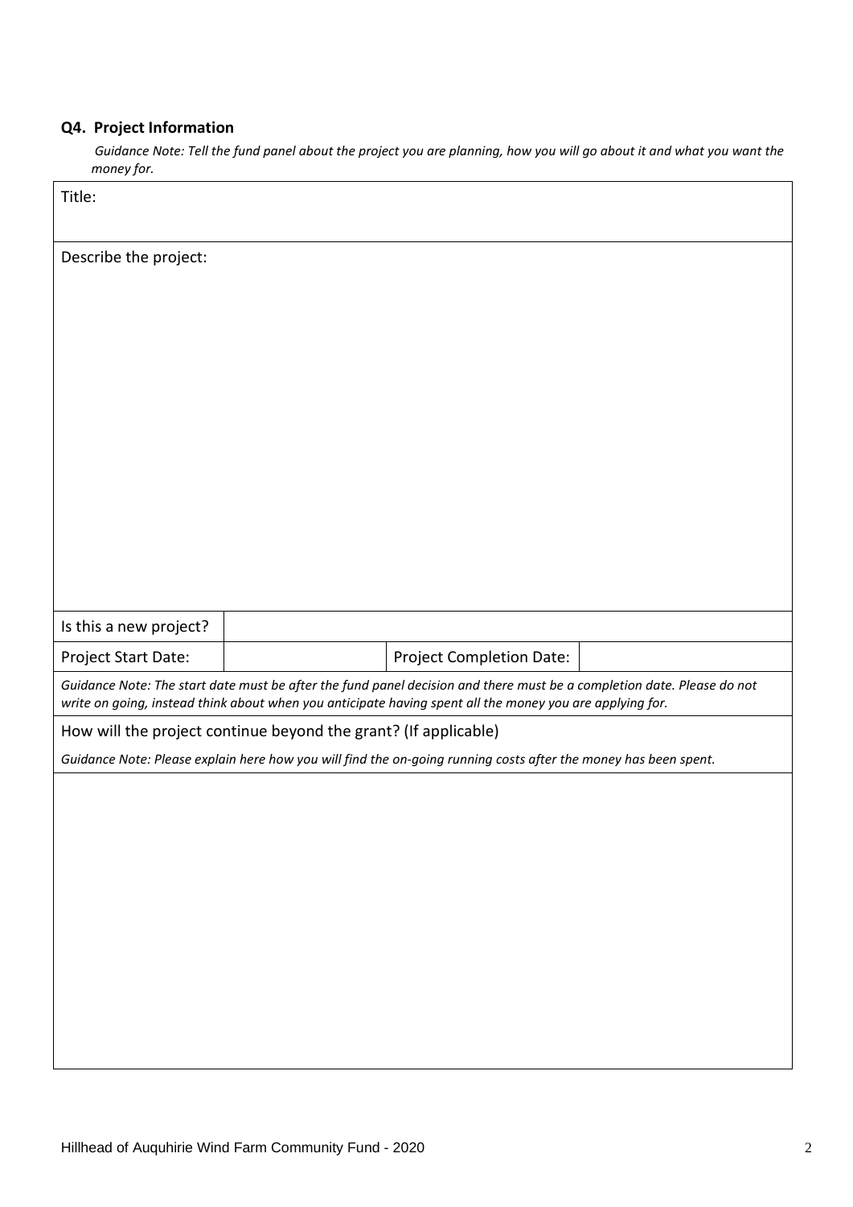### Q4. Project Information

*Guidance Note: Tell the fund panel about the project you are planning, how you will go about it and what you want the money for.*

| Title: | | | |
|---|---|---|---|
| Describe the project: | | | |
| Is this a new project? | | | |
| Project Start Date: | | Project Completion Date: | |
| *Guidance Note: The start date must be after the fund panel decision and there must be a completion date. Please do not write on going, instead think about when you anticipate having spent all the money you are applying for.* | | | |
| How will the project continue beyond the grant? (If applicable) *Guidance Note: Please explain here how you will find the on-going running costs after the money has been spent.* | | | |
| | | | |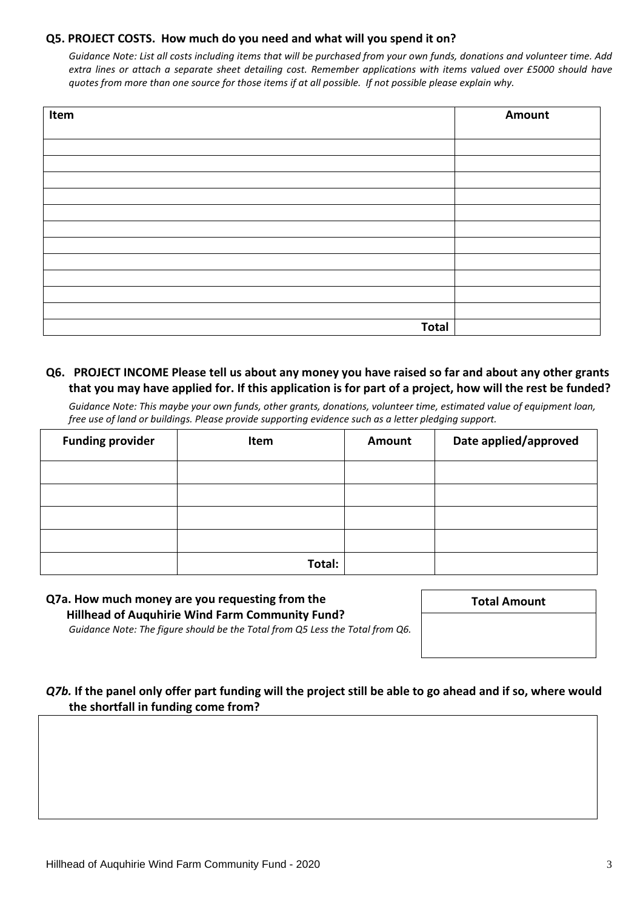**Q5. PROJECT COSTS. How much do you need and what will you spend it on?**

*Guidance Note: List all costs including items that will be purchased from your own funds, donations and volunteer time. Add extra lines or attach a separate sheet detailing cost. Remember applications with items valued over £5000 should have quotes from more than one source for those items if at all possible. If not possible please explain why.*

| Item | Amount |
|---|---|
| | |
| | |
| | |
| | |
| | |
| | |
| | |
| | |
| | |
| | |
| | |
| **Total** | |

**Q6. PROJECT INCOME Please tell us about any money you have raised so far and about any other grants that you may have applied for. If this application is for part of a project, how will the rest be funded?**

*Guidance Note: This maybe your own funds, other grants, donations, volunteer time, estimated value of equipment loan, free use of land or buildings. Please provide supporting evidence such as a letter pledging support.*

| Funding provider | Item | Amount | Date applied/approved |
|---|---|---|---|
| | | | |
| | | | |
| | | | |
| | | | |
| | **Total:** | | |

**Q7a. How much money are you requesting from the Hillhead of Auquhirie Wind Farm Community Fund?**

*Guidance Note: The figure should be the Total from Q5 Less the Total from Q6.*

| Total Amount |
|---|
| |

***Q7b.* If the panel only offer part funding will the project still be able to go ahead and if so, where would the shortfall in funding come from?**

| |
|---|
| |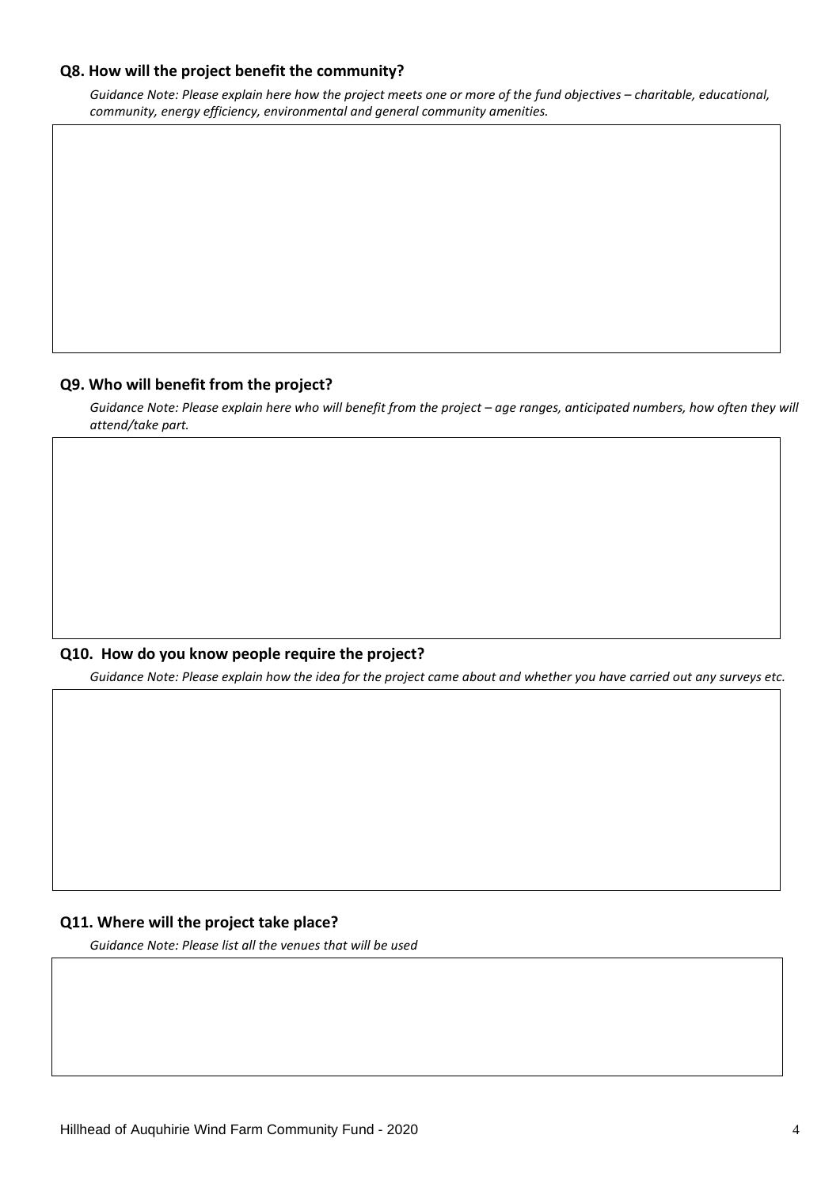**Q8. How will the project benefit the community?**

*Guidance Note: Please explain here how the project meets one or more of the fund objectives – charitable, educational, community, energy efficiency, environmental and general community amenities.*

**Q9. Who will benefit from the project?**

*Guidance Note: Please explain here who will benefit from the project – age ranges, anticipated numbers, how often they will attend/take part.*

**Q10. How do you know people require the project?**

*Guidance Note: Please explain how the idea for the project came about and whether you have carried out any surveys etc.*

**Q11. Where will the project take place?**

*Guidance Note: Please list all the venues that will be used*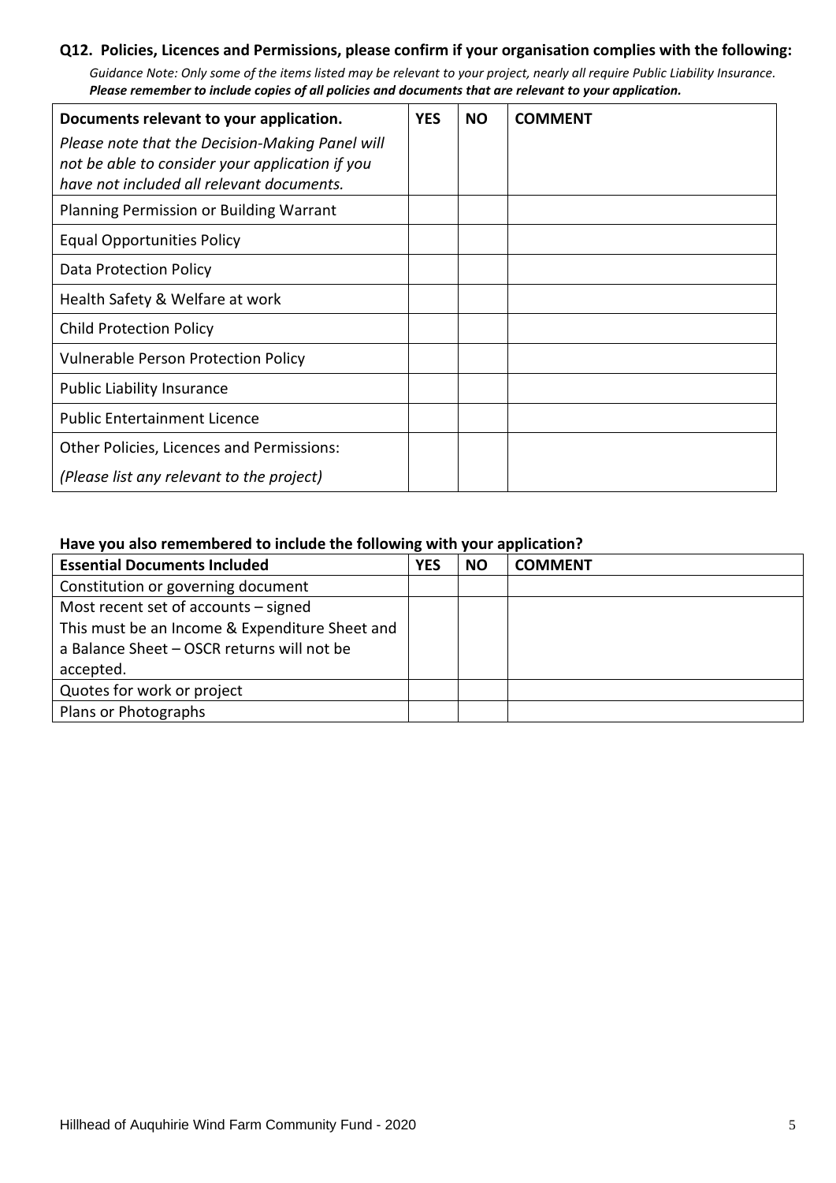### Q12. Policies, Licences and Permissions, please confirm if your organisation complies with the following:

*Guidance Note: Only some of the items listed may be relevant to your project, nearly all require Public Liability Insurance.*
***Please remember to include copies of all policies and documents that are relevant to your application.***

| **Documents relevant to your application.** *Please note that the Decision-Making Panel will not be able to consider your application if you have not included all relevant documents.* | **YES** | **NO** | **COMMENT** |
|---|---|---|---|
| Planning Permission or Building Warrant | | | |
| Equal Opportunities Policy | | | |
| Data Protection Policy | | | |
| Health Safety & Welfare at work | | | |
| Child Protection Policy | | | |
| Vulnerable Person Protection Policy | | | |
| Public Liability Insurance | | | |
| Public Entertainment Licence | | | |
| Other Policies, Licences and Permissions: *(Please list any relevant to the project)* | | | |

**Have you also remembered to include the following with your application?**

| **Essential Documents Included** | **YES** | **NO** | **COMMENT** |
|---|---|---|---|
| Constitution or governing document | | | |
| Most recent set of accounts – signed This must be an Income & Expenditure Sheet and a Balance Sheet – OSCR returns will not be accepted. | | | |
| Quotes for work or project | | | |
| Plans or Photographs | | | |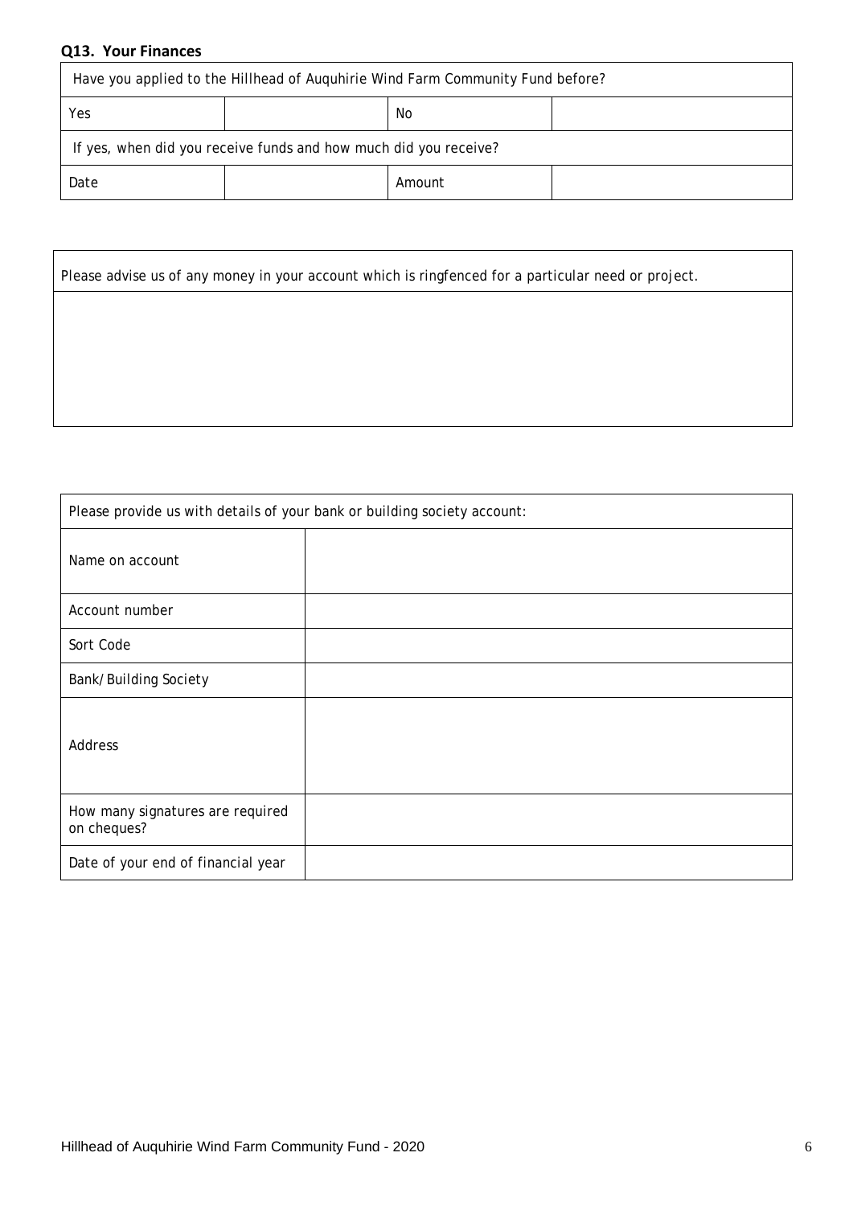**Q13. Your Finances**

| Have you applied to the Hillhead of Auquhirie Wind Farm Community Fund before? | | | |
|---|---|---|---|
| Yes | | No | |
| If yes, when did you receive funds and how much did you receive? | | | |
| Date | | Amount | |

| Please advise us of any money in your account which is ringfenced for a particular need or project. |
|---|
| |

| Please provide us with details of your bank or building society account: | |
|---|---|
| Name on account | |
| Account number | |
| Sort Code | |
| Bank/Building Society | |
| Address | |
| How many signatures are required on cheques? | |
| Date of your end of financial year | |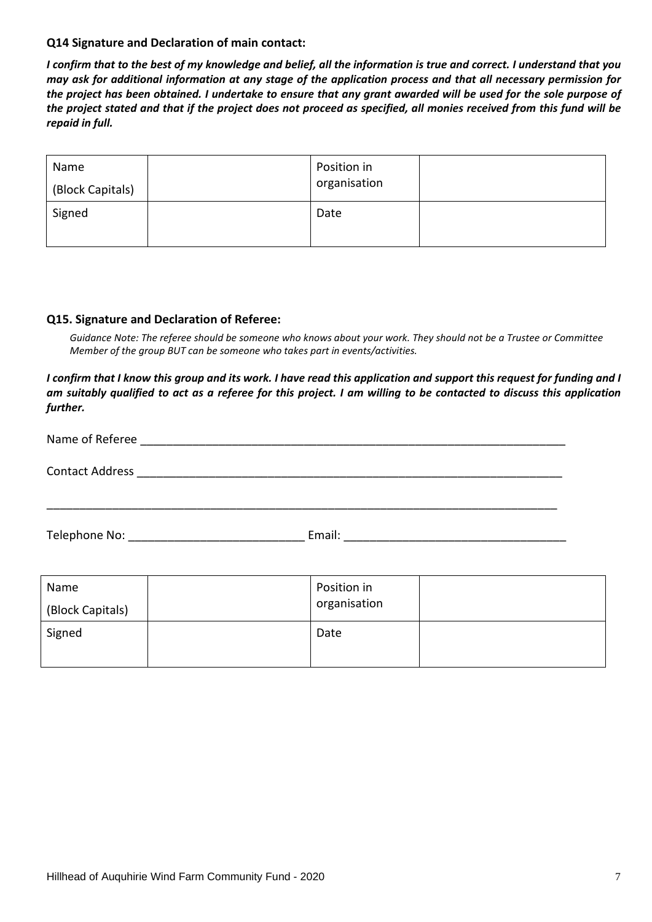**Q14 Signature and Declaration of main contact:**

***I confirm that to the best of my knowledge and belief, all the information is true and correct. I understand that you may ask for additional information at any stage of the application process and that all necessary permission for the project has been obtained. I undertake to ensure that any grant awarded will be used for the sole purpose of the project stated and that if the project does not proceed as specified, all monies received from this fund will be repaid in full.***

| Name (Block Capitals) | | Position in organisation | |
|---|---|---|---|
| Signed | | Date | |

**Q15. Signature and Declaration of Referee:**

*Guidance Note: The referee should be someone who knows about your work. They should not be a Trustee or Committee Member of the group BUT can be someone who takes part in events/activities.*

***I confirm that I know this group and its work. I have read this application and support this request for funding and I am suitably qualified to act as a referee for this project. I am willing to be contacted to discuss this application further.***

Name of Referee ____________________________________________________________________

Contact Address ____________________________________________________________________

_________________________________________________________________________________

Telephone No: ___________________________ Email: __________________________________

| Name (Block Capitals) | | Position in organisation | |
|---|---|---|---|
| Signed | | Date | |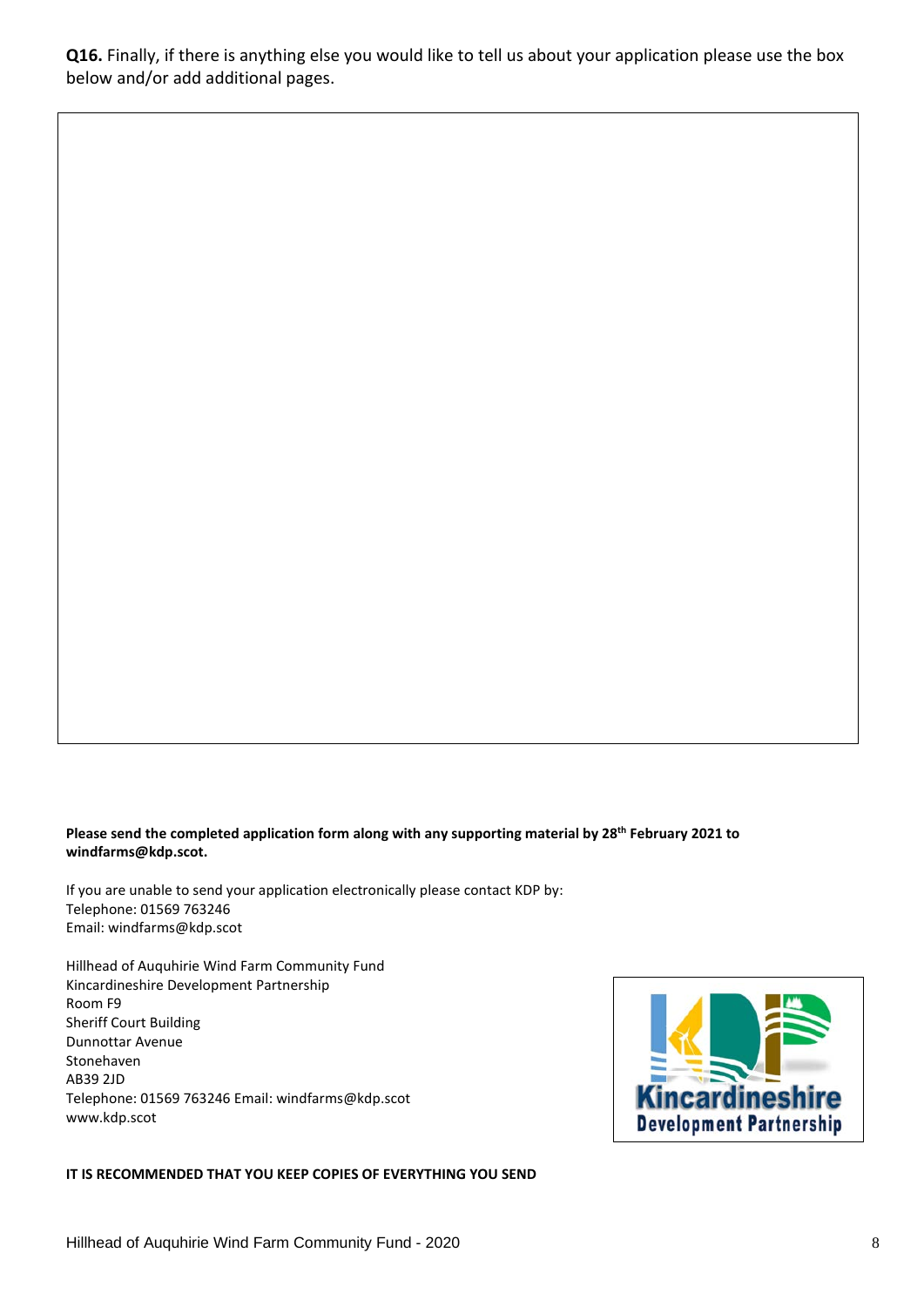**Q16.** Finally, if there is anything else you would like to tell us about your application please use the box below and/or add additional pages.

| |
|---|
| |

**Please send the completed application form along with any supporting material by 28th February 2021 to windfarms@kdp.scot.**

If you are unable to send your application electronically please contact KDP by:
Telephone: 01569 763246
Email: windfarms@kdp.scot

Hillhead of Auquhirie Wind Farm Community Fund
Kincardineshire Development Partnership
Room F9
Sheriff Court Building
Dunnottar Avenue
Stonehaven
AB39 2JD
Telephone: 01569 763246 Email: windfarms@kdp.scot
www.kdp.scot

Kincardineshire Development Partnership

**IT IS RECOMMENDED THAT YOU KEEP COPIES OF EVERYTHING YOU SEND**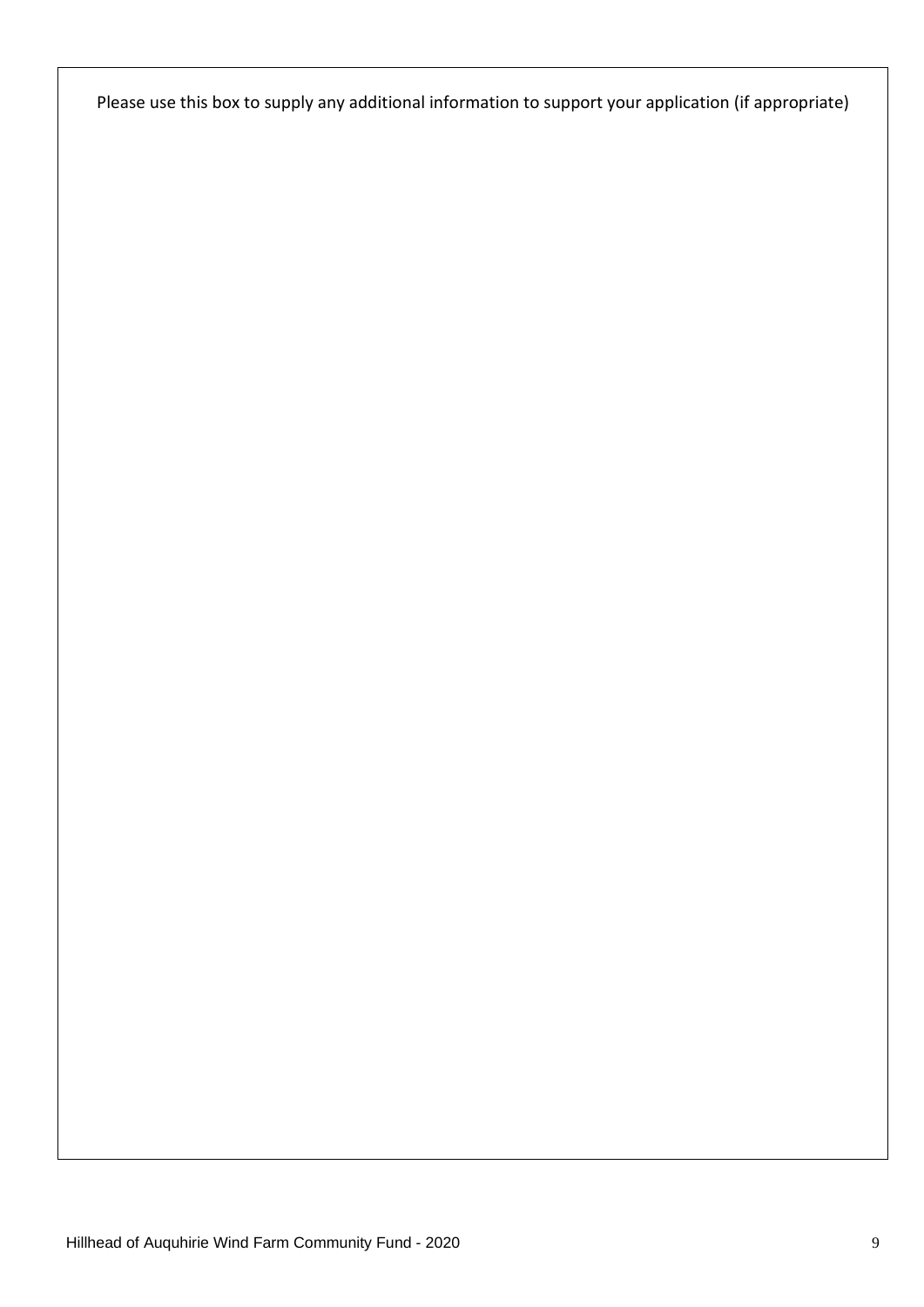Please use this box to supply any additional information to support your application (if appropriate)